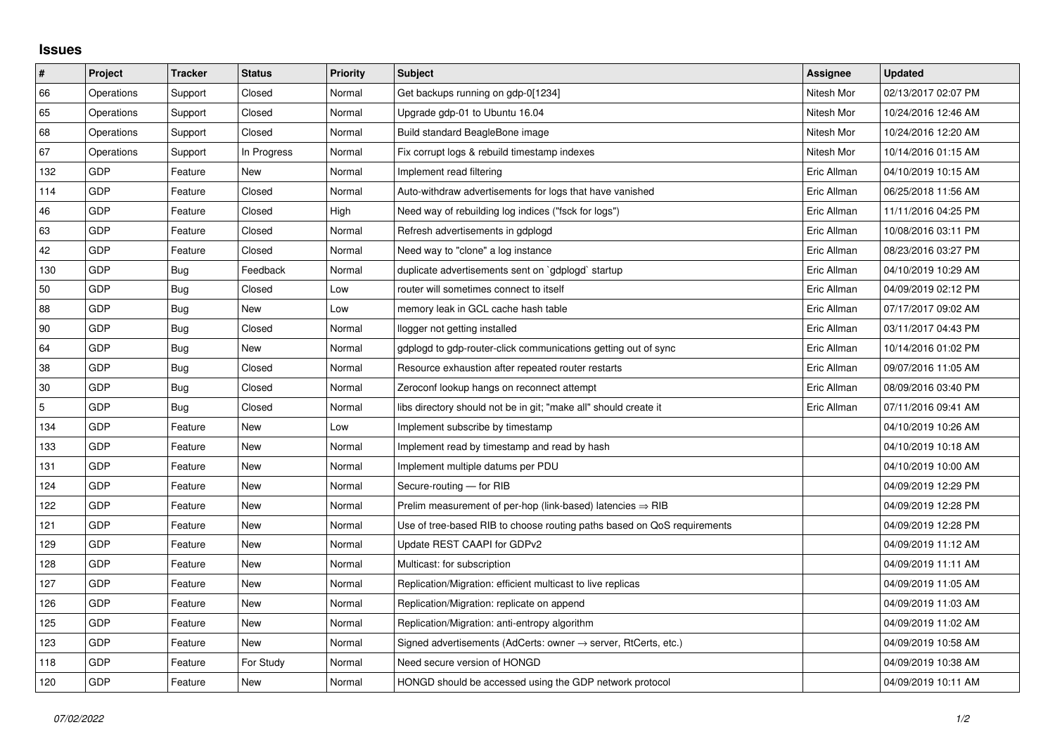## Issues

| # | Project | Tracker | Status | Priority | Subject | Assignee | Updated |
|---|---|---|---|---|---|---|---|
| 66 | Operations | Support | Closed | Normal | Get backups running on gdp-0[1234] | Nitesh Mor | 02/13/2017 02:07 PM |
| 65 | Operations | Support | Closed | Normal | Upgrade gdp-01 to Ubuntu 16.04 | Nitesh Mor | 10/24/2016 12:46 AM |
| 68 | Operations | Support | Closed | Normal | Build standard BeagleBone image | Nitesh Mor | 10/24/2016 12:20 AM |
| 67 | Operations | Support | In Progress | Normal | Fix corrupt logs & rebuild timestamp indexes | Nitesh Mor | 10/14/2016 01:15 AM |
| 132 | GDP | Feature | New | Normal | Implement read filtering | Eric Allman | 04/10/2019 10:15 AM |
| 114 | GDP | Feature | Closed | Normal | Auto-withdraw advertisements for logs that have vanished | Eric Allman | 06/25/2018 11:56 AM |
| 46 | GDP | Feature | Closed | High | Need way of rebuilding log indices ("fsck for logs") | Eric Allman | 11/11/2016 04:25 PM |
| 63 | GDP | Feature | Closed | Normal | Refresh advertisements in gdplogd | Eric Allman | 10/08/2016 03:11 PM |
| 42 | GDP | Feature | Closed | Normal | Need way to "clone" a log instance | Eric Allman | 08/23/2016 03:27 PM |
| 130 | GDP | Bug | Feedback | Normal | duplicate advertisements sent on `gdplogd` startup | Eric Allman | 04/10/2019 10:29 AM |
| 50 | GDP | Bug | Closed | Low | router will sometimes connect to itself | Eric Allman | 04/09/2019 02:12 PM |
| 88 | GDP | Bug | New | Low | memory leak in GCL cache hash table | Eric Allman | 07/17/2017 09:02 AM |
| 90 | GDP | Bug | Closed | Normal | llogger not getting installed | Eric Allman | 03/11/2017 04:43 PM |
| 64 | GDP | Bug | New | Normal | gdplogd to gdp-router-click communications getting out of sync | Eric Allman | 10/14/2016 01:02 PM |
| 38 | GDP | Bug | Closed | Normal | Resource exhaustion after repeated router restarts | Eric Allman | 09/07/2016 11:05 AM |
| 30 | GDP | Bug | Closed | Normal | Zeroconf lookup hangs on reconnect attempt | Eric Allman | 08/09/2016 03:40 PM |
| 5 | GDP | Bug | Closed | Normal | libs directory should not be in git; "make all" should create it | Eric Allman | 07/11/2016 09:41 AM |
| 134 | GDP | Feature | New | Low | Implement subscribe by timestamp | | 04/10/2019 10:26 AM |
| 133 | GDP | Feature | New | Normal | Implement read by timestamp and read by hash | | 04/10/2019 10:18 AM |
| 131 | GDP | Feature | New | Normal | Implement multiple datums per PDU | | 04/10/2019 10:00 AM |
| 124 | GDP | Feature | New | Normal | Secure-routing — for RIB | | 04/09/2019 12:29 PM |
| 122 | GDP | Feature | New | Normal | Prelim measurement of per-hop (link-based) latencies ⇒ RIB | | 04/09/2019 12:28 PM |
| 121 | GDP | Feature | New | Normal | Use of tree-based RIB to choose routing paths based on QoS requirements | | 04/09/2019 12:28 PM |
| 129 | GDP | Feature | New | Normal | Update REST CAAPI for GDPv2 | | 04/09/2019 11:12 AM |
| 128 | GDP | Feature | New | Normal | Multicast: for subscription | | 04/09/2019 11:11 AM |
| 127 | GDP | Feature | New | Normal | Replication/Migration: efficient multicast to live replicas | | 04/09/2019 11:05 AM |
| 126 | GDP | Feature | New | Normal | Replication/Migration: replicate on append | | 04/09/2019 11:03 AM |
| 125 | GDP | Feature | New | Normal | Replication/Migration: anti-entropy algorithm | | 04/09/2019 11:02 AM |
| 123 | GDP | Feature | New | Normal | Signed advertisements (AdCerts: owner → server, RtCerts, etc.) | | 04/09/2019 10:58 AM |
| 118 | GDP | Feature | For Study | Normal | Need secure version of HONGD | | 04/09/2019 10:38 AM |
| 120 | GDP | Feature | New | Normal | HONGD should be accessed using the GDP network protocol | | 04/09/2019 10:11 AM |

*07/02/2022*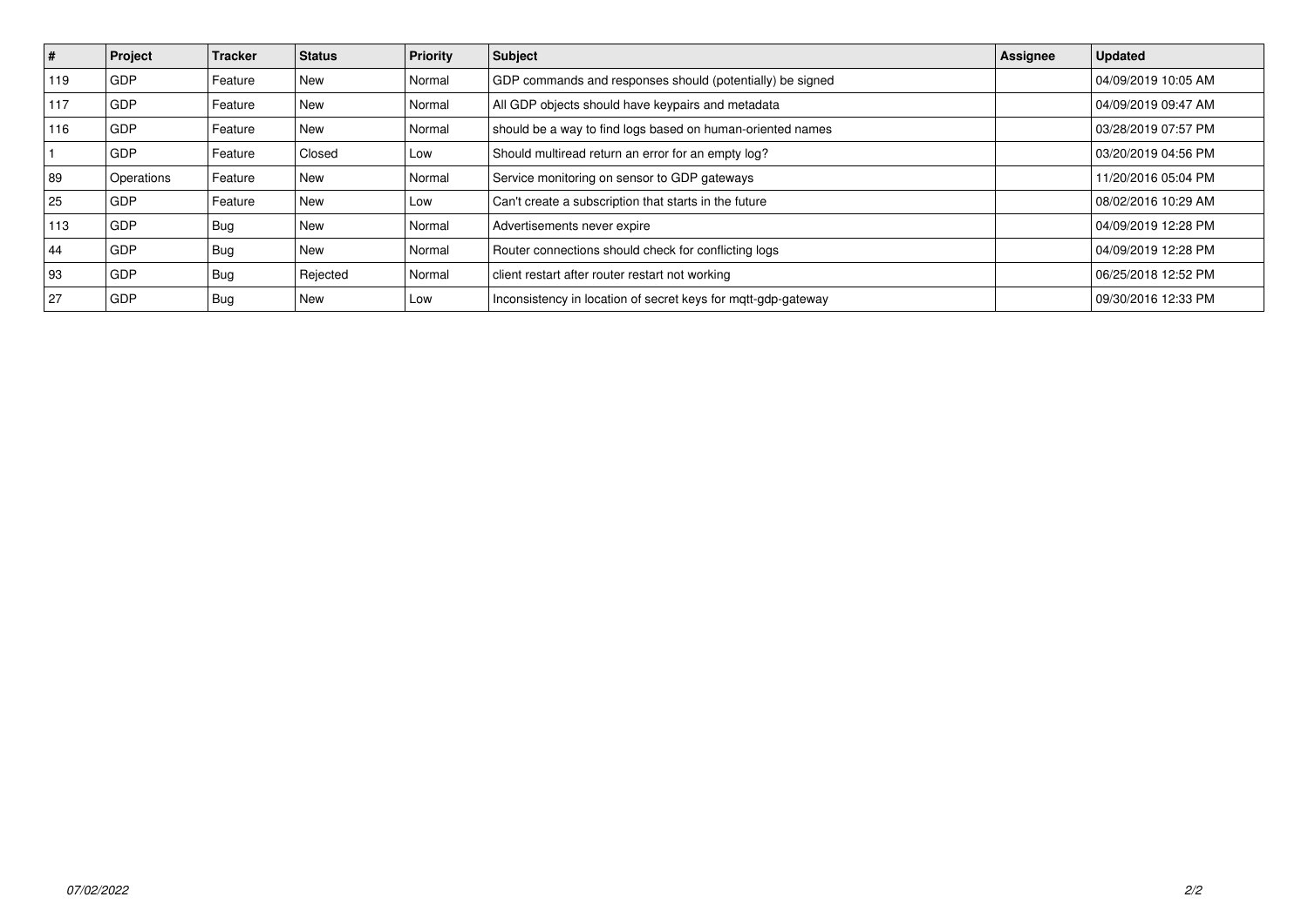| # | Project | Tracker | Status | Priority | Subject | Assignee | Updated |
|---|---|---|---|---|---|---|---|
| 119 | GDP | Feature | New | Normal | GDP commands and responses should (potentially) be signed | | 04/09/2019 10:05 AM |
| 117 | GDP | Feature | New | Normal | All GDP objects should have keypairs and metadata | | 04/09/2019 09:47 AM |
| 116 | GDP | Feature | New | Normal | should be a way to find logs based on human-oriented names | | 03/28/2019 07:57 PM |
| 1 | GDP | Feature | Closed | Low | Should multiread return an error for an empty log? | | 03/20/2019 04:56 PM |
| 89 | Operations | Feature | New | Normal | Service monitoring on sensor to GDP gateways | | 11/20/2016 05:04 PM |
| 25 | GDP | Feature | New | Low | Can't create a subscription that starts in the future | | 08/02/2016 10:29 AM |
| 113 | GDP | Bug | New | Normal | Advertisements never expire | | 04/09/2019 12:28 PM |
| 44 | GDP | Bug | New | Normal | Router connections should check for conflicting logs | | 04/09/2019 12:28 PM |
| 93 | GDP | Bug | Rejected | Normal | client restart after router restart not working | | 06/25/2018 12:52 PM |
| 27 | GDP | Bug | New | Low | Inconsistency in location of secret keys for mqtt-gdp-gateway | | 09/30/2016 12:33 PM |